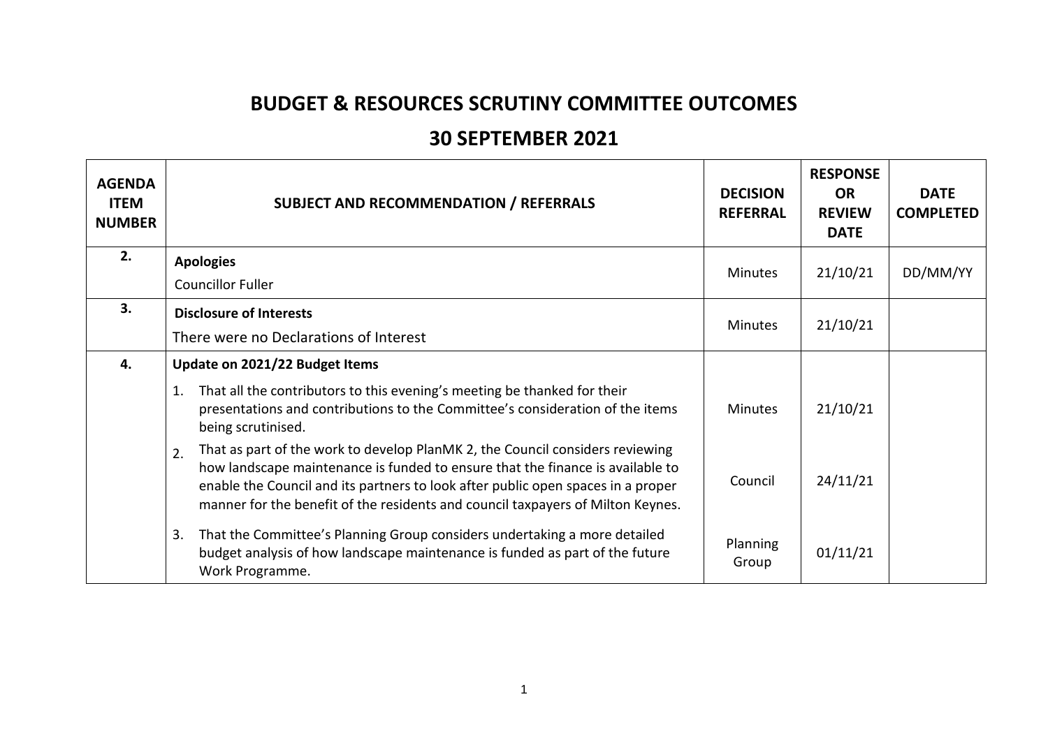# BUDGET & RESOURCES SCRUTINY COMMITTEE OUTCOMES

## 30 SEPTEMBER 2021

| AGENDA ITEM NUMBER | SUBJECT AND RECOMMENDATION / REFERRALS | DECISION REFERRAL | RESPONSE OR REVIEW DATE | DATE COMPLETED |
|---|---|---|---|---|
| 2. | **Apologies**<br>Councillor Fuller | Minutes | 21/10/21 | DD/MM/YY |
| 3. | **Disclosure of Interests**<br>There were no Declarations of Interest | Minutes | 21/10/21 | |
| 4. | **Update on 2021/22 Budget Items** | | | |
| | 1. That all the contributors to this evening's meeting be thanked for their presentations and contributions to the Committee's consideration of the items being scrutinised. | Minutes | 21/10/21 | |
| | 2. That as part of the work to develop PlanMK 2, the Council considers reviewing how landscape maintenance is funded to ensure that the finance is available to enable the Council and its partners to look after public open spaces in a proper manner for the benefit of the residents and council taxpayers of Milton Keynes. | Council | 24/11/21 | |
| | 3. That the Committee's Planning Group considers undertaking a more detailed budget analysis of how landscape maintenance is funded as part of the future Work Programme. | Planning Group | 01/11/21 | |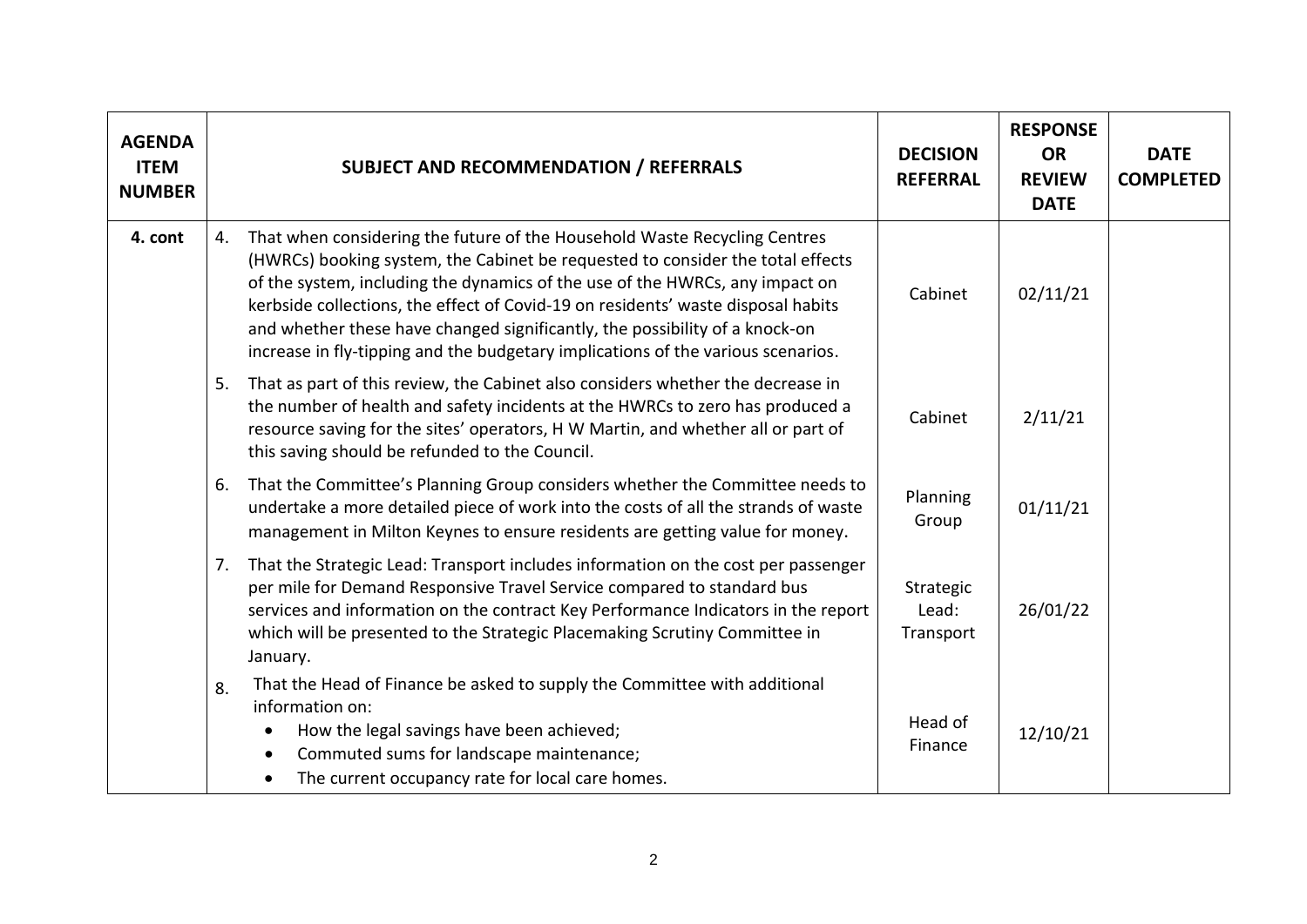| AGENDA ITEM NUMBER | SUBJECT AND RECOMMENDATION / REFERRALS | DECISION REFERRAL | RESPONSE OR REVIEW DATE | DATE COMPLETED |
|---|---|---|---|---|
| 4. cont | 4. That when considering the future of the Household Waste Recycling Centres (HWRCs) booking system, the Cabinet be requested to consider the total effects of the system, including the dynamics of the use of the HWRCs, any impact on kerbside collections, the effect of Covid-19 on residents' waste disposal habits and whether these have changed significantly, the possibility of a knock-on increase in fly-tipping and the budgetary implications of the various scenarios. | Cabinet | 02/11/21 | |
| | 5. That as part of this review, the Cabinet also considers whether the decrease in the number of health and safety incidents at the HWRCs to zero has produced a resource saving for the sites' operators, H W Martin, and whether all or part of this saving should be refunded to the Council. | Cabinet | 2/11/21 | |
| | 6. That the Committee's Planning Group considers whether the Committee needs to undertake a more detailed piece of work into the costs of all the strands of waste management in Milton Keynes to ensure residents are getting value for money. | Planning Group | 01/11/21 | |
| | 7. That the Strategic Lead: Transport includes information on the cost per passenger per mile for Demand Responsive Travel Service compared to standard bus services and information on the contract Key Performance Indicators in the report which will be presented to the Strategic Placemaking Scrutiny Committee in January. | Strategic Lead: Transport | 26/01/22 | |
| | 8. That the Head of Finance be asked to supply the Committee with additional information on:<br>• How the legal savings have been achieved;<br>• Commuted sums for landscape maintenance;<br>• The current occupancy rate for local care homes. | Head of Finance | 12/10/21 | |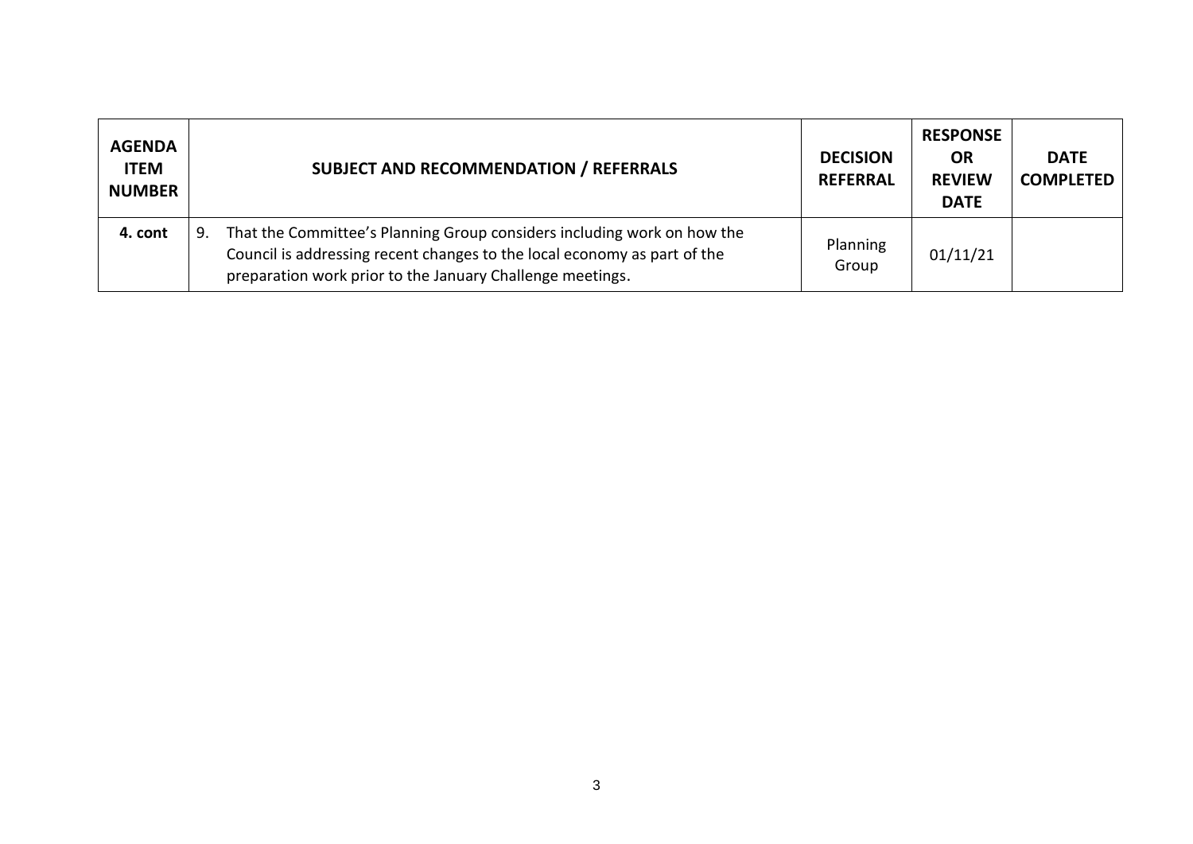| AGENDA ITEM NUMBER | SUBJECT AND RECOMMENDATION / REFERRALS | DECISION REFERRAL | RESPONSE OR REVIEW DATE | DATE COMPLETED |
|---|---|---|---|---|
| 4. cont | 9. That the Committee's Planning Group considers including work on how the Council is addressing recent changes to the local economy as part of the preparation work prior to the January Challenge meetings. | Planning Group | 01/11/21 | |